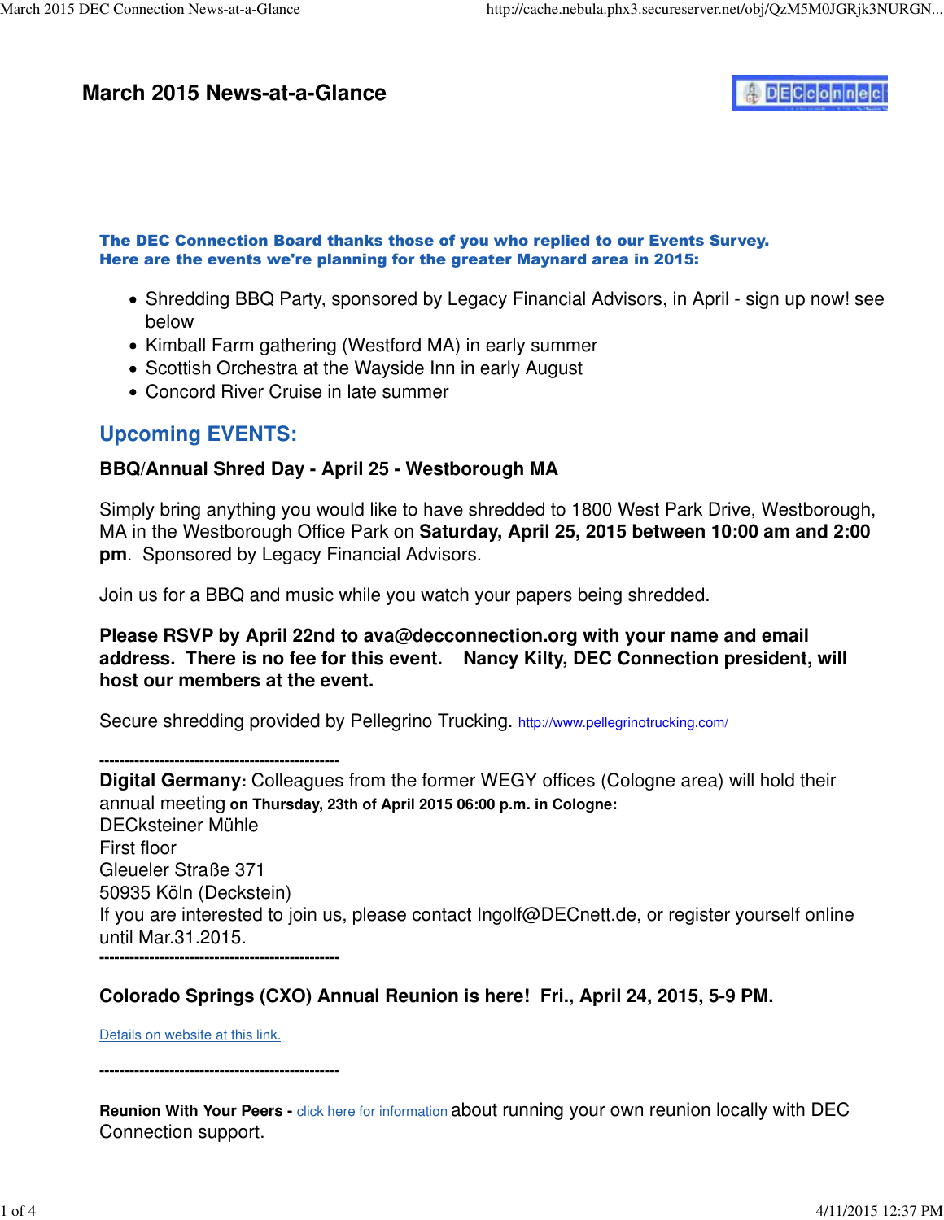# March 2015 News-at-a-Glance

**The DEC Connection Board thanks those of you who replied to our Events Survey.**
**Here are the events we're planning for the greater Maynard area in 2015:**

- Shredding BBQ Party, sponsored by Legacy Financial Advisors, in April - sign up now! see below
- Kimball Farm gathering (Westford MA) in early summer
- Scottish Orchestra at the Wayside Inn in early August
- Concord River Cruise in late summer

## Upcoming EVENTS:

**BBQ/Annual Shred Day - April 25 - Westborough MA**

Simply bring anything you would like to have shredded to 1800 West Park Drive, Westborough, MA in the Westborough Office Park on **Saturday, April 25, 2015 between 10:00 am and 2:00 pm**. Sponsored by Legacy Financial Advisors.

Join us for a BBQ and music while you watch your papers being shredded.

**Please RSVP by April 22nd to ava@decconnection.org with your name and email address. There is no fee for this event. Nancy Kilty, DEC Connection president, will host our members at the event.**

Secure shredding provided by Pellegrino Trucking. http://www.pellegrinotrucking.com/

-----------------------------------------------

**Digital Germany:** Colleagues from the former WEGY offices (Cologne area) will hold their annual meeting **on Thursday, 23th of April 2015 06:00 p.m. in Cologne:**
DECksteiner Mühle
First floor
Gleueler Straße 371
50935 Köln (Deckstein)
If you are interested to join us, please contact Ingolf@DECnett.de, or register yourself online until Mar.31.2015.

-----------------------------------------------

**Colorado Springs (CXO) Annual Reunion is here! Fri., April 24, 2015, 5-9 PM.**

Details on website at this link.

-----------------------------------------------

**Reunion With Your Peers -** click here for information about running your own reunion locally with DEC Connection support.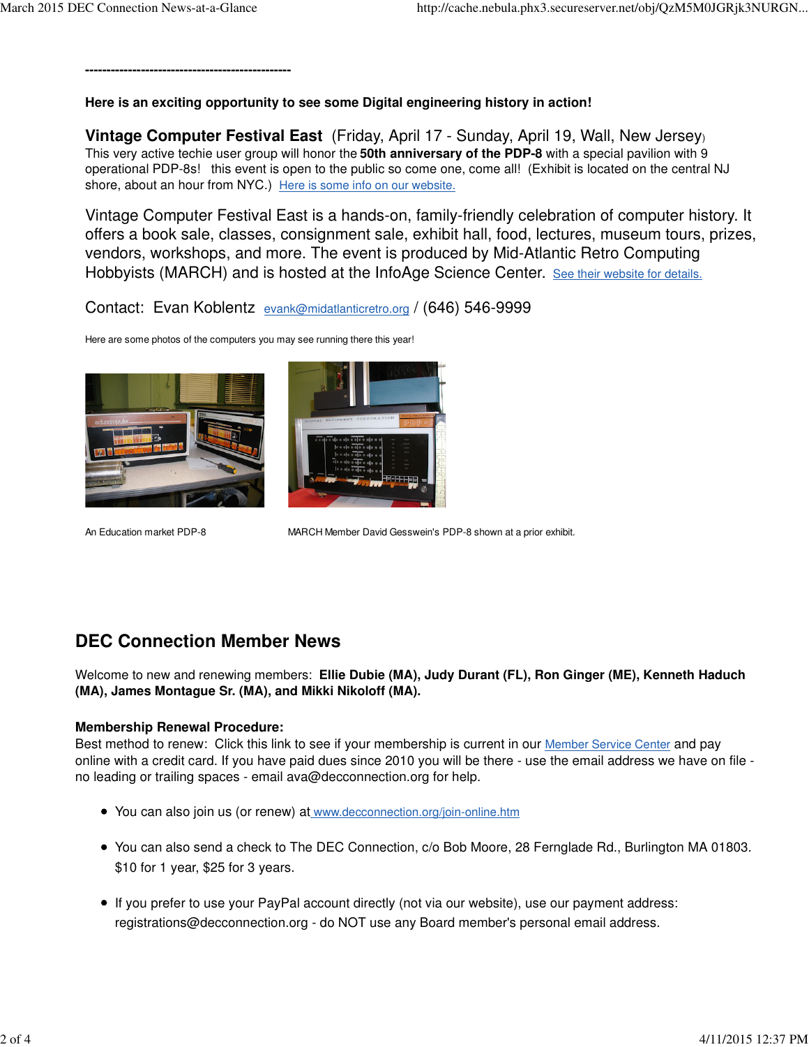------------------------------------------------

**Here is an exciting opportunity to see some Digital engineering history in action!**

**Vintage Computer Festival East** (Friday, April 17 - Sunday, April 19, Wall, New Jersey)
This very active techie user group will honor the **50th anniversary of the PDP-8** with a special pavilion with 9 operational PDP-8s! this event is open to the public so come one, come all! (Exhibit is located on the central NJ shore, about an hour from NYC.) Here is some info on our website.

Vintage Computer Festival East is a hands-on, family-friendly celebration of computer history. It offers a book sale, classes, consignment sale, exhibit hall, food, lectures, museum tours, prizes, vendors, workshops, and more. The event is produced by Mid-Atlantic Retro Computing Hobbyists (MARCH) and is hosted at the InfoAge Science Center. See their website for details.

Contact: Evan Koblentz evank@midatlanticretro.org / (646) 546-9999

Here are some photos of the computers you may see running there this year!

An Education market PDP-8

MARCH Member David Gesswein's PDP-8 shown at a prior exhibit.

## DEC Connection Member News

Welcome to new and renewing members: **Ellie Dubie (MA), Judy Durant (FL), Ron Ginger (ME), Kenneth Haduch (MA), James Montague Sr. (MA), and Mikki Nikoloff (MA).**

**Membership Renewal Procedure:**
Best method to renew: Click this link to see if your membership is current in our Member Service Center and pay online with a credit card. If you have paid dues since 2010 you will be there - use the email address we have on file - no leading or trailing spaces - email ava@decconnection.org for help.

- You can also join us (or renew) at www.decconnection.org/join-online.htm
- You can also send a check to The DEC Connection, c/o Bob Moore, 28 Fernglade Rd., Burlington MA 01803. $10 for 1 year, $25 for 3 years.
- If you prefer to use your PayPal account directly (not via our website), use our payment address: registrations@decconnection.org - do NOT use any Board member's personal email address.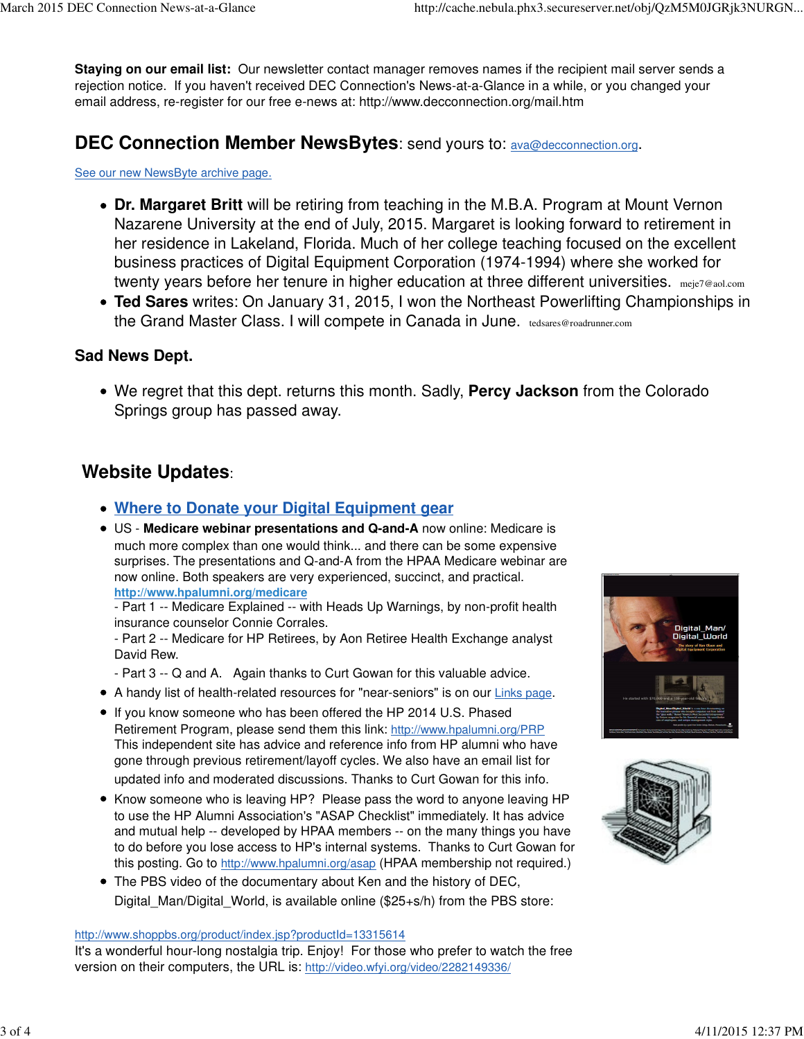**Staying on our email list:** Our newsletter contact manager removes names if the recipient mail server sends a rejection notice. If you haven't received DEC Connection's News-at-a-Glance in a while, or you changed your email address, re-register for our free e-news at: http://www.decconnection.org/mail.htm

## DEC Connection Member NewsBytes: send yours to: ava@decconnection.org.

See our new NewsByte archive page.

- **Dr. Margaret Britt** will be retiring from teaching in the M.B.A. Program at Mount Vernon Nazarene University at the end of July, 2015. Margaret is looking forward to retirement in her residence in Lakeland, Florida. Much of her college teaching focused on the excellent business practices of Digital Equipment Corporation (1974-1994) where she worked for twenty years before her tenure in higher education at three different universities. meje7@aol.com
- **Ted Sares** writes: On January 31, 2015, I won the Northeast Powerlifting Championships in the Grand Master Class. I will compete in Canada in June. tedsares@roadrunner.com

### Sad News Dept.

- We regret that this dept. returns this month. Sadly, **Percy Jackson** from the Colorado Springs group has passed away.

## Website Updates:

- **Where to Donate your Digital Equipment gear**
- US - **Medicare webinar presentations and Q-and-A** now online: Medicare is much more complex than one would think... and there can be some expensive surprises. The presentations and Q-and-A from the HPAA Medicare webinar are now online. Both speakers are very experienced, succinct, and practical. **http://www.hpalumni.org/medicare**
  - Part 1 -- Medicare Explained -- with Heads Up Warnings, by non-profit health insurance counselor Connie Corrales.
  - Part 2 -- Medicare for HP Retirees, by Aon Retiree Health Exchange analyst David Rew.
  - Part 3 -- Q and A. Again thanks to Curt Gowan for this valuable advice.
- A handy list of health-related resources for "near-seniors" is on our Links page.
- If you know someone who has been offered the HP 2014 U.S. Phased Retirement Program, please send them this link: http://www.hpalumni.org/PRP This independent site has advice and reference info from HP alumni who have gone through previous retirement/layoff cycles. We also have an email list for updated info and moderated discussions. Thanks to Curt Gowan for this info.
- Know someone who is leaving HP? Please pass the word to anyone leaving HP to use the HP Alumni Association's "ASAP Checklist" immediately. It has advice and mutual help -- developed by HPAA members -- on the many things you have to do before you lose access to HP's internal systems. Thanks to Curt Gowan for this posting. Go to http://www.hpalumni.org/asap (HPAA membership not required.)
- The PBS video of the documentary about Ken and the history of DEC, Digital_Man/Digital_World, is available online ($25+s/h) from the PBS store:

http://www.shoppbs.org/product/index.jsp?productId=13315614
It's a wonderful hour-long nostalgia trip. Enjoy! For those who prefer to watch the free version on their computers, the URL is: http://video.wfyi.org/video/2282149336/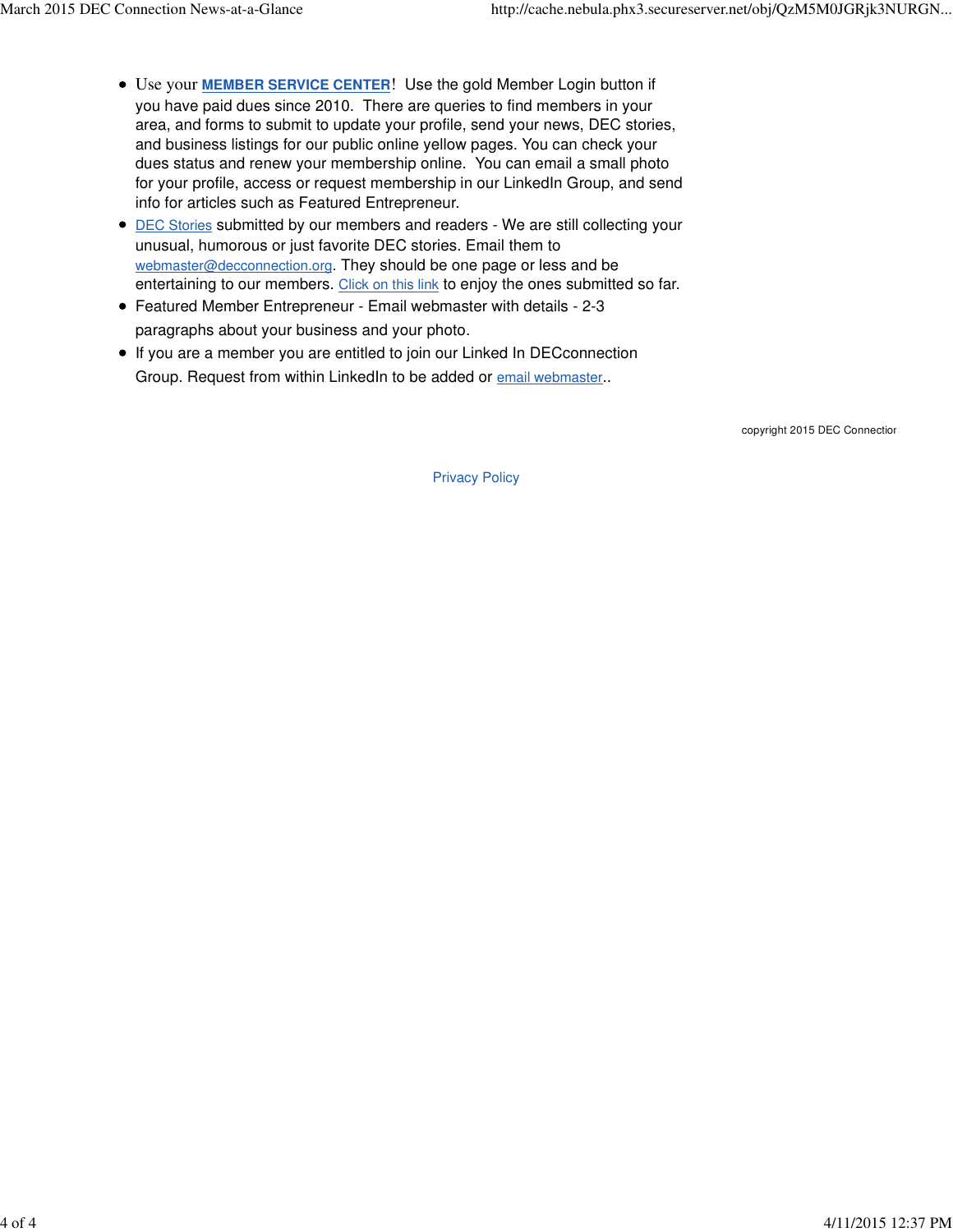- Use your **MEMBER SERVICE CENTER**! Use the gold Member Login button if you have paid dues since 2010. There are queries to find members in your area, and forms to submit to update your profile, send your news, DEC stories, and business listings for our public online yellow pages. You can check your dues status and renew your membership online. You can email a small photo for your profile, access or request membership in our LinkedIn Group, and send info for articles such as Featured Entrepreneur.
- DEC Stories submitted by our members and readers - We are still collecting your unusual, humorous or just favorite DEC stories. Email them to webmaster@decconnection.org. They should be one page or less and be entertaining to our members. Click on this link to enjoy the ones submitted so far.
- Featured Member Entrepreneur - Email webmaster with details - 2-3 paragraphs about your business and your photo.
- If you are a member you are entitled to join our Linked In DECconnection Group. Request from within LinkedIn to be added or email webmaster..

copyright 2015 DEC Connection

Privacy Policy